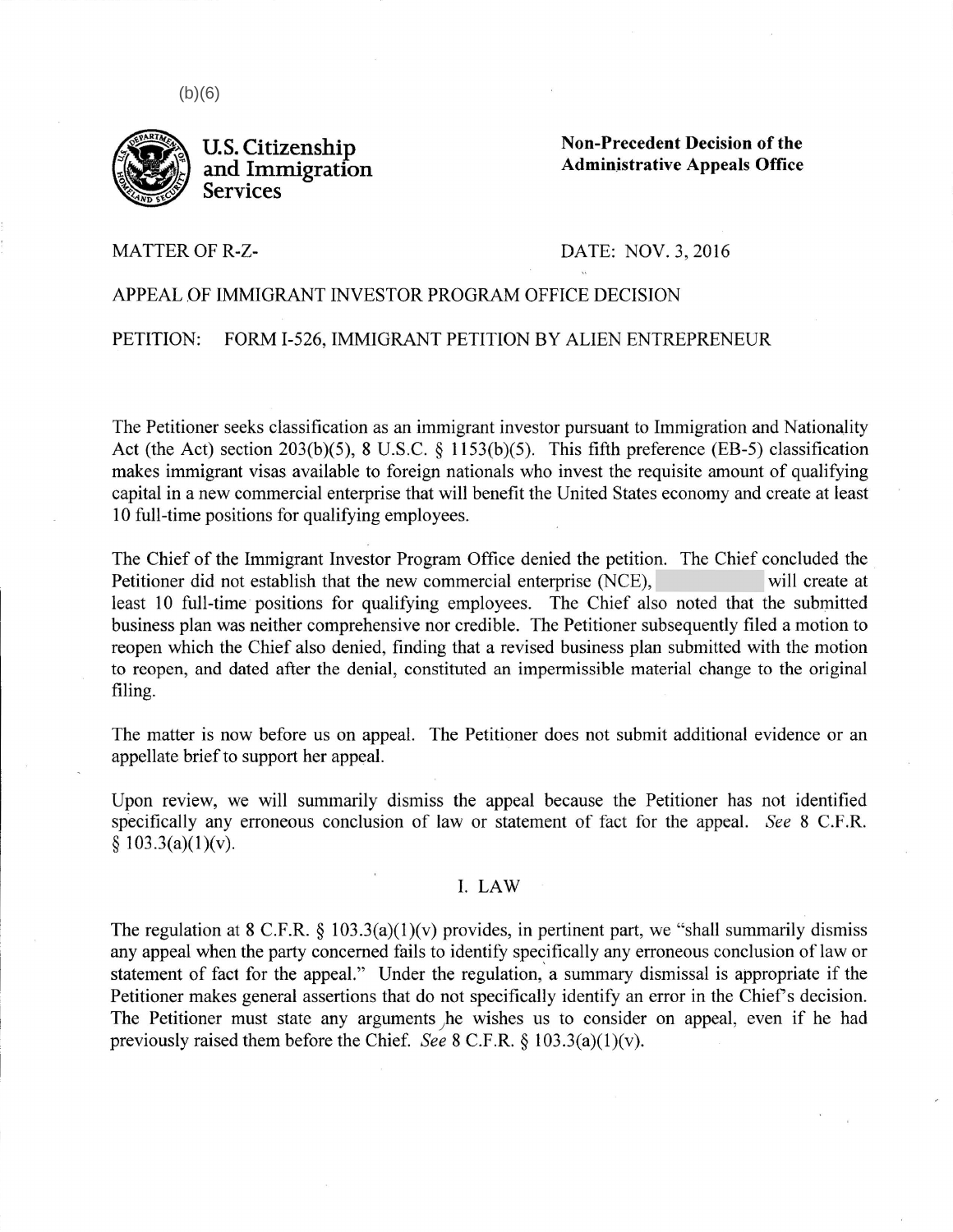(b)(6)

**U.S. Citizenship and Immigration Services**

**Non-Precedent Decision of the Administrative Appeals Office**

MATTER OF R-Z-

DATE: NOV. 3, 2016

APPEAL OF IMMIGRANT INVESTOR PROGRAM OFFICE DECISION

PETITION: FORM I-526, IMMIGRANT PETITION BY ALIEN ENTREPRENEUR

The Petitioner seeks classification as an immigrant investor pursuant to Immigration and Nationality Act (the Act) section 203(b)(5), 8 U.S.C. § 1153(b)(5). This fifth preference (EB-5) classification makes immigrant visas available to foreign nationals who invest the requisite amount of qualifying capital in a new commercial enterprise that will benefit the United States economy and create at least 10 full-time positions for qualifying employees.

The Chief of the Immigrant Investor Program Office denied the petition. The Chief concluded the Petitioner did not establish that the new commercial enterprise (NCE), will create at least 10 full-time positions for qualifying employees. The Chief also noted that the submitted business plan was neither comprehensive nor credible. The Petitioner subsequently filed a motion to reopen which the Chief also denied, finding that a revised business plan submitted with the motion to reopen, and dated after the denial, constituted an impermissible material change to the original filing.

The matter is now before us on appeal. The Petitioner does not submit additional evidence or an appellate brief to support her appeal.

Upon review, we will summarily dismiss the appeal because the Petitioner has not identified specifically any erroneous conclusion of law or statement of fact for the appeal. *See* 8 C.F.R. § 103.3(a)(1)(v).

## I. LAW

The regulation at 8 C.F.R. § 103.3(a)(1)(v) provides, in pertinent part, we "shall summarily dismiss any appeal when the party concerned fails to identify specifically any erroneous conclusion of law or statement of fact for the appeal." Under the regulation, a summary dismissal is appropriate if the Petitioner makes general assertions that do not specifically identify an error in the Chief's decision. The Petitioner must state any arguments he wishes us to consider on appeal, even if he had previously raised them before the Chief. *See* 8 C.F.R. § 103.3(a)(1)(v).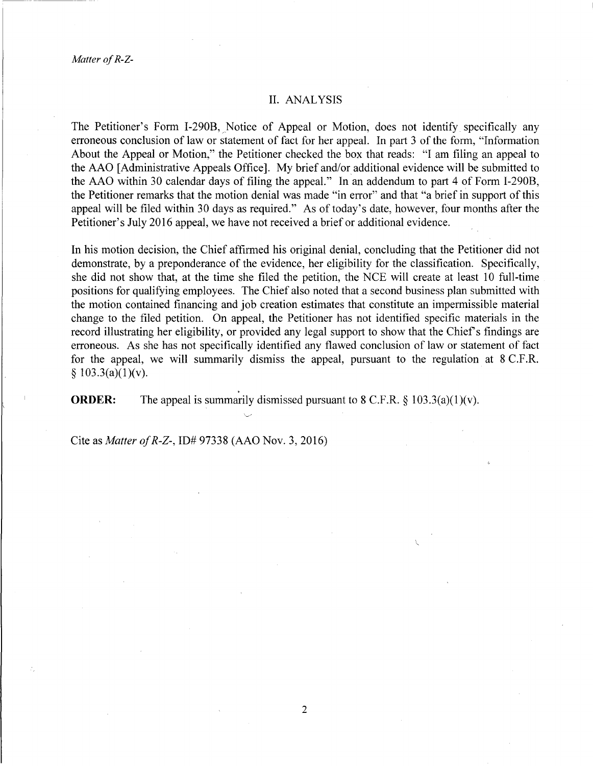## II. ANALYSIS

The Petitioner's Form I-290B, Notice of Appeal or Motion, does not identify specifically any erroneous conclusion of law or statement of fact for her appeal. In part 3 of the form, "Information About the Appeal or Motion," the Petitioner checked the box that reads: "I am filing an appeal to the AAO [Administrative Appeals Office]. My brief and/or additional evidence will be submitted to the AAO within 30 calendar days of filing the appeal." In an addendum to part 4 of Form I-290B, the Petitioner remarks that the motion denial was made "in error" and that "a brief in support of this appeal will be filed within 30 days as required." As of today's date, however, four months after the Petitioner's July 2016 appeal, we have not received a brief or additional evidence.

In his motion decision, the Chief affirmed his original denial, concluding that the Petitioner did not demonstrate, by a preponderance of the evidence, her eligibility for the classification. Specifically, she did not show that, at the time she filed the petition, the NCE will create at least 10 full-time positions for qualifying employees. The Chief also noted that a second business plan submitted with the motion contained financing and job creation estimates that constitute an impermissible material change to the filed petition. On appeal, the Petitioner has not identified specific materials in the record illustrating her eligibility, or provided any legal support to show that the Chief's findings are erroneous. As she has not specifically identified any flawed conclusion of law or statement of fact for the appeal, we will summarily dismiss the appeal, pursuant to the regulation at 8 C.F.R. § 103.3(a)(1)(v).

**ORDER:** The appeal is summarily dismissed pursuant to 8 C.F.R. § 103.3(a)(1)(v).

Cite as *Matter of R-Z-*, ID# 97338 (AAO Nov. 3, 2016)